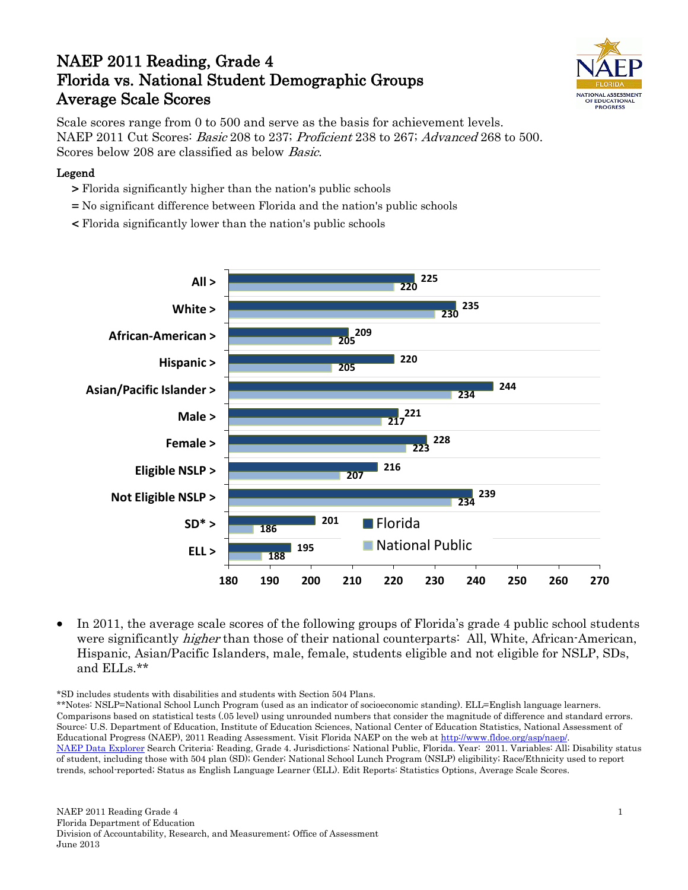# NAEP 2011 Reading, Grade 4
# Florida vs. National Student Demographic Groups
# Average Scale Scores

Scale scores range from 0 to 500 and serve as the basis for achievement levels.
NAEP 2011 Cut Scores: *Basic* 208 to 237; *Proficient* 238 to 267; *Advanced* 268 to 500.
Scores below 208 are classified as below *Basic*.

**Legend**

- **>** Florida significantly higher than the nation's public schools
- **=** No significant difference between Florida and the nation's public schools
- **<** Florida significantly lower than the nation's public schools

| Group | Florida | National Public |
|---|---|---|
| All > | 225 | 220 |
| White > | 235 | 230 |
| African-American > | 209 | 205 |
| Hispanic > | 220 | 205 |
| Asian/Pacific Islander > | 244 | 234 |
| Male > | 221 | 217 |
| Female > | 228 | 223 |
| Eligible NSLP > | 216 | 207 |
| Not Eligible NSLP > | 239 | 234 |
| SD* > | 201 | 186 |
| ELL > | 195 | 188 |

- In 2011, the average scale scores of the following groups of Florida's grade 4 public school students were significantly *higher* than those of their national counterparts: All, White, African-American, Hispanic, Asian/Pacific Islanders, male, female, students eligible and not eligible for NSLP, SDs, and ELLs.**

*SD includes students with disabilities and students with Section 504 Plans.
**Notes: NSLP=National School Lunch Program (used as an indicator of socioeconomic standing). ELL=English language learners. Comparisons based on statistical tests (.05 level) using unrounded numbers that consider the magnitude of difference and standard errors. Source: U.S. Department of Education, Institute of Education Sciences, National Center of Education Statistics, National Assessment of Educational Progress (NAEP), 2011 Reading Assessment. Visit Florida NAEP on the web at http://www.fldoe.org/asp/naep/. NAEP Data Explorer Search Criteria: Reading, Grade 4. Jurisdictions: National Public, Florida. Year: 2011. Variables: All; Disability status of student, including those with 504 plan (SD); Gender; National School Lunch Program (NSLP) eligibility; Race/Ethnicity used to report trends, school-reported; Status as English Language Learner (ELL). Edit Reports: Statistics Options, Average Scale Scores.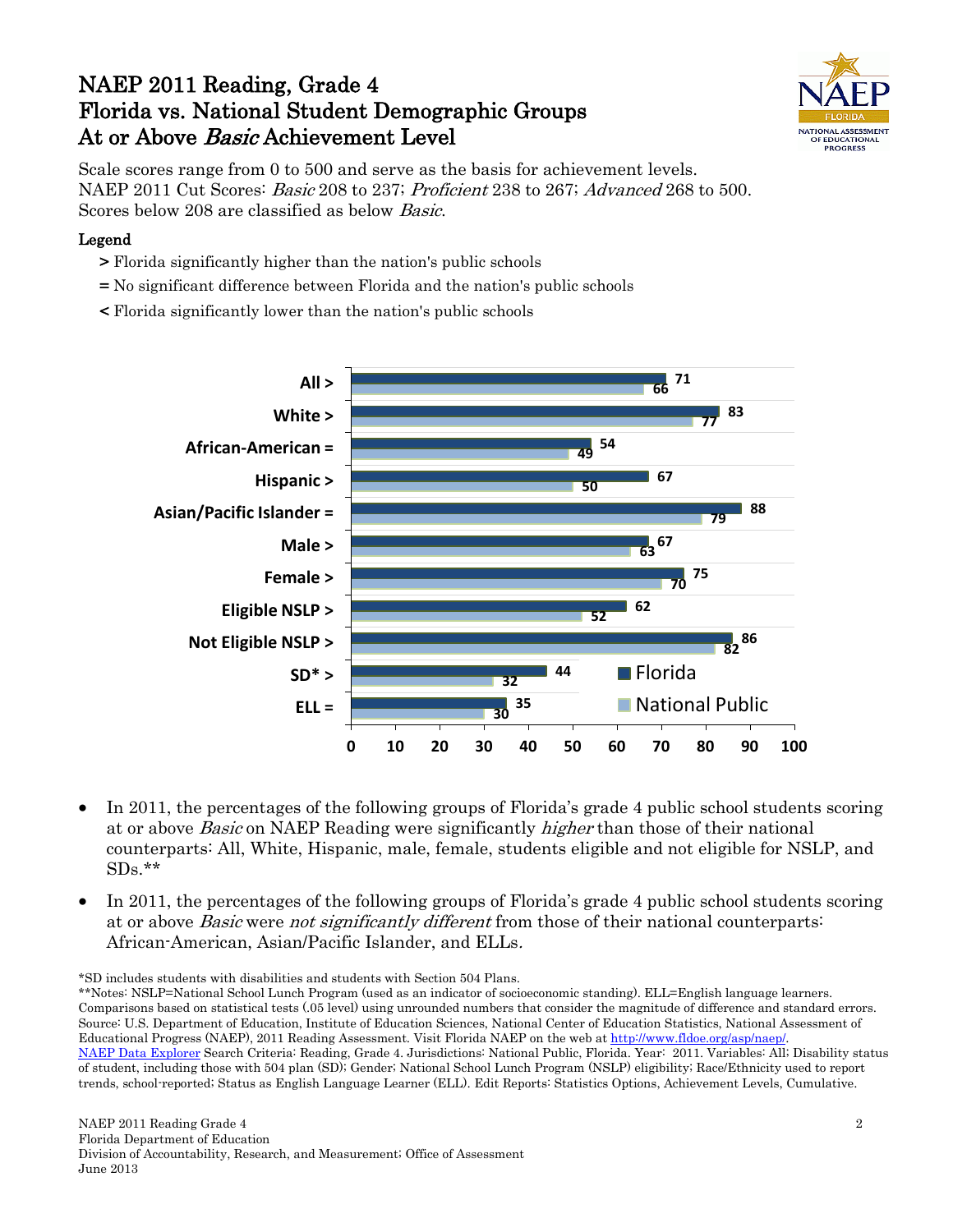# NAEP 2011 Reading, Grade 4
# Florida vs. National Student Demographic Groups
# At or Above *Basic* Achievement Level

Scale scores range from 0 to 500 and serve as the basis for achievement levels.
NAEP 2011 Cut Scores: *Basic* 208 to 237; *Proficient* 238 to 267; *Advanced* 268 to 500.
Scores below 208 are classified as below *Basic*.

**Legend**

- **>** Florida significantly higher than the nation's public schools
- **=** No significant difference between Florida and the nation's public schools
- **<** Florida significantly lower than the nation's public schools

| Group | Florida | National Public |
|---|---|---|
| All > | 71 | 66 |
| White > | 83 | 77 |
| African-American = | 54 | 49 |
| Hispanic > | 67 | 50 |
| Asian/Pacific Islander = | 88 | 79 |
| Male > | 67 | 63 |
| Female > | 75 | 70 |
| Eligible NSLP > | 62 | 52 |
| Not Eligible NSLP > | 86 | 82 |
| SD* > | 44 | 32 |
| ELL = | 35 | 30 |

- In 2011, the percentages of the following groups of Florida's grade 4 public school students scoring at or above *Basic* on NAEP Reading were significantly *higher* than those of their national counterparts: All, White, Hispanic, male, female, students eligible and not eligible for NSLP, and SDs.**
- In 2011, the percentages of the following groups of Florida's grade 4 public school students scoring at or above *Basic* were *not significantly different* from those of their national counterparts: African-American, Asian/Pacific Islander, and ELLs.

*SD includes students with disabilities and students with Section 504 Plans.
**Notes: NSLP=National School Lunch Program (used as an indicator of socioeconomic standing). ELL=English language learners. Comparisons based on statistical tests (.05 level) using unrounded numbers that consider the magnitude of difference and standard errors.
Source: U.S. Department of Education, Institute of Education Sciences, National Center of Education Statistics, National Assessment of Educational Progress (NAEP), 2011 Reading Assessment. Visit Florida NAEP on the web at http://www.fldoe.org/asp/naep/.
NAEP Data Explorer Search Criteria: Reading, Grade 4. Jurisdictions: National Public, Florida. Year: 2011. Variables: All; Disability status of student, including those with 504 plan (SD); Gender; National School Lunch Program (NSLP) eligibility; Race/Ethnicity used to report trends, school-reported; Status as English Language Learner (ELL). Edit Reports: Statistics Options, Achievement Levels, Cumulative.

NAEP 2011 Reading Grade 4
Florida Department of Education
Division of Accountability, Research, and Measurement; Office of Assessment
June 2013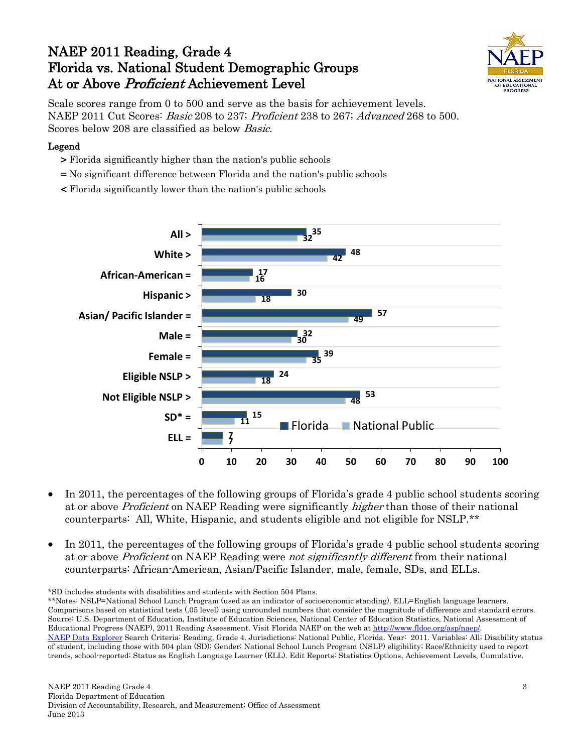# NAEP 2011 Reading, Grade 4
# Florida vs. National Student Demographic Groups
# At or Above *Proficient* Achievement Level

Scale scores range from 0 to 500 and serve as the basis for achievement levels.
NAEP 2011 Cut Scores: *Basic* 208 to 237; *Proficient* 238 to 267; *Advanced* 268 to 500.
Scores below 208 are classified as below *Basic*.

**Legend**

- **>** Florida significantly higher than the nation's public schools
- **=** No significant difference between Florida and the nation's public schools
- **<** Florida significantly lower than the nation's public schools

All > 35 32
White > 48 42
African-American = 17 16
Hispanic > 30 18
Asian/ Pacific Islander = 57 49
Male = 32 30
Female = 39 35
Eligible NSLP > 24 18
Not Eligible NSLP > 53 48
SD* = 15 11
ELL = 7 7

Florida
National Public

0 10 20 30 40 50 60 70 80 90 100

- In 2011, the percentages of the following groups of Florida's grade 4 public school students scoring at or above *Proficient* on NAEP Reading were significantly *higher* than those of their national counterparts: All, White, Hispanic, and students eligible and not eligible for NSLP.**
- In 2011, the percentages of the following groups of Florida's grade 4 public school students scoring at or above *Proficient* on NAEP Reading were *not significantly different* from their national counterparts: African-American, Asian/Pacific Islander, male, female, SDs, and ELLs.

*SD includes students with disabilities and students with Section 504 Plans.
**Notes: NSLP=National School Lunch Program (used as an indicator of socioeconomic standing). ELL=English language learners. Comparisons based on statistical tests (.05 level) using unrounded numbers that consider the magnitude of difference and standard errors. Source: U.S. Department of Education, Institute of Education Sciences, National Center of Education Statistics, National Assessment of Educational Progress (NAEP), 2011 Reading Assessment. Visit Florida NAEP on the web at http://www.fldoe.org/asp/naep/.
NAEP Data Explorer Search Criteria: Reading, Grade 4. Jurisdictions: National Public, Florida. Year: 2011. Variables: All; Disability status of student, including those with 504 plan (SD); Gender; National School Lunch Program (NSLP) eligibility; Race/Ethnicity used to report trends, school-reported; Status as English Language Learner (ELL). Edit Reports: Statistics Options, Achievement Levels, Cumulative.

NAEP 2011 Reading Grade 4
Florida Department of Education
Division of Accountability, Research, and Measurement; Office of Assessment
June 2013